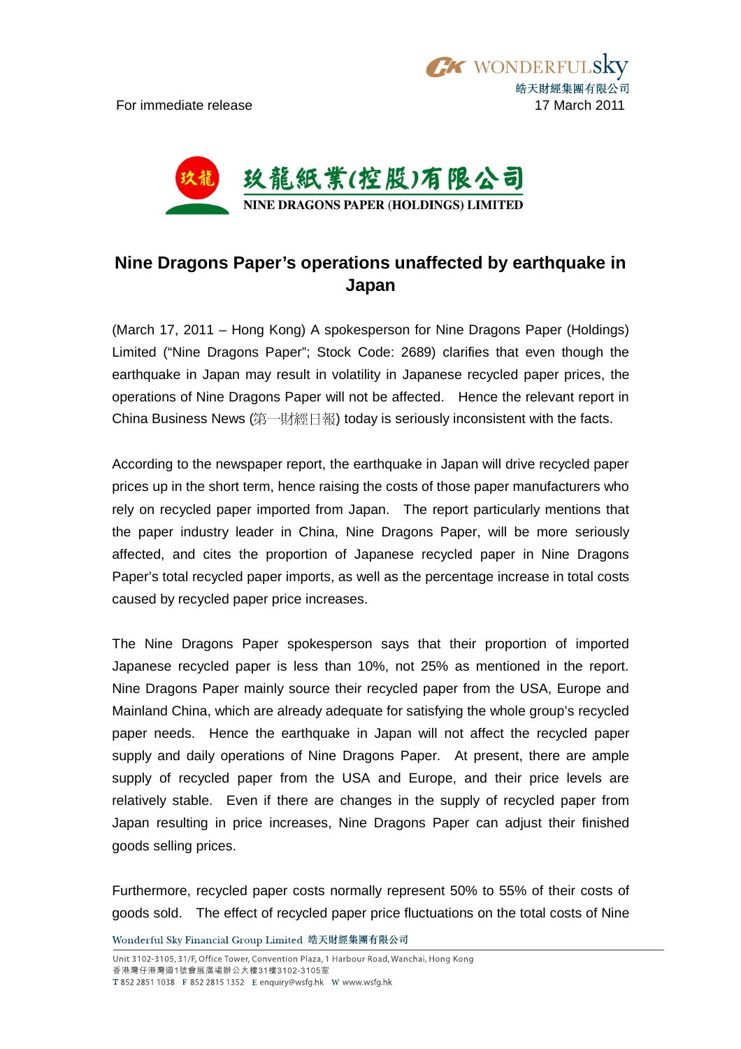For immediate release

17 March 2011

玖龍紙業(控股)有限公司

NINE DRAGONS PAPER (HOLDINGS) LIMITED

# Nine Dragons Paper's operations unaffected by earthquake in Japan

(March 17, 2011 – Hong Kong) A spokesperson for Nine Dragons Paper (Holdings) Limited ("Nine Dragons Paper"; Stock Code: 2689) clarifies that even though the earthquake in Japan may result in volatility in Japanese recycled paper prices, the operations of Nine Dragons Paper will not be affected. Hence the relevant report in China Business News (第一財經日報) today is seriously inconsistent with the facts.

According to the newspaper report, the earthquake in Japan will drive recycled paper prices up in the short term, hence raising the costs of those paper manufacturers who rely on recycled paper imported from Japan. The report particularly mentions that the paper industry leader in China, Nine Dragons Paper, will be more seriously affected, and cites the proportion of Japanese recycled paper in Nine Dragons Paper's total recycled paper imports, as well as the percentage increase in total costs caused by recycled paper price increases.

The Nine Dragons Paper spokesperson says that their proportion of imported Japanese recycled paper is less than 10%, not 25% as mentioned in the report. Nine Dragons Paper mainly source their recycled paper from the USA, Europe and Mainland China, which are already adequate for satisfying the whole group's recycled paper needs. Hence the earthquake in Japan will not affect the recycled paper supply and daily operations of Nine Dragons Paper. At present, there are ample supply of recycled paper from the USA and Europe, and their price levels are relatively stable. Even if there are changes in the supply of recycled paper from Japan resulting in price increases, Nine Dragons Paper can adjust their finished goods selling prices.

Furthermore, recycled paper costs normally represent 50% to 55% of their costs of goods sold. The effect of recycled paper price fluctuations on the total costs of Nine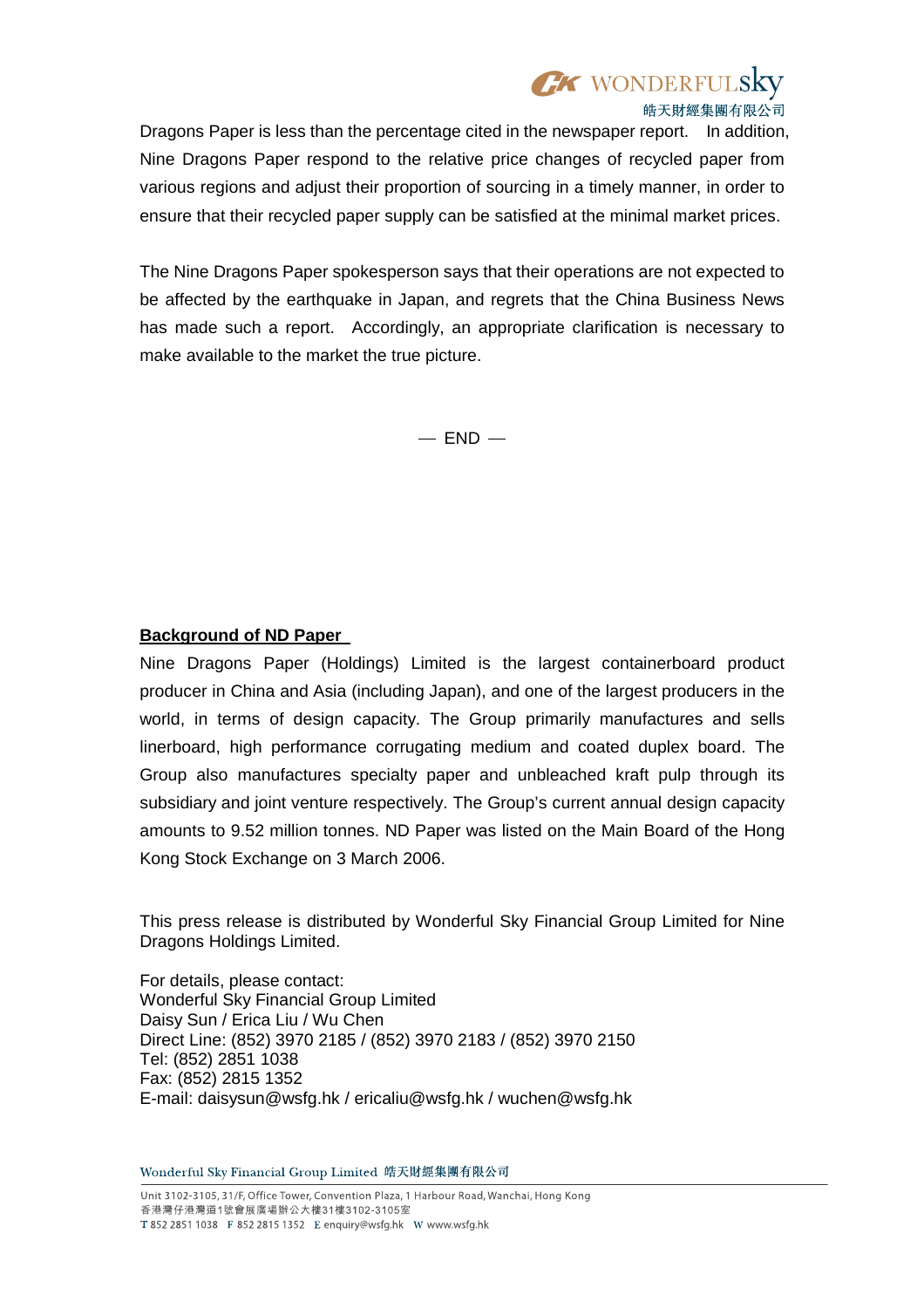Dragons Paper is less than the percentage cited in the newspaper report. In addition, Nine Dragons Paper respond to the relative price changes of recycled paper from various regions and adjust their proportion of sourcing in a timely manner, in order to ensure that their recycled paper supply can be satisfied at the minimal market prices.

The Nine Dragons Paper spokesperson says that their operations are not expected to be affected by the earthquake in Japan, and regrets that the China Business News has made such a report. Accordingly, an appropriate clarification is necessary to make available to the market the true picture.

— END —

**Background of ND Paper**

Nine Dragons Paper (Holdings) Limited is the largest containerboard product producer in China and Asia (including Japan), and one of the largest producers in the world, in terms of design capacity. The Group primarily manufactures and sells linerboard, high performance corrugating medium and coated duplex board. The Group also manufactures specialty paper and unbleached kraft pulp through its subsidiary and joint venture respectively. The Group's current annual design capacity amounts to 9.52 million tonnes. ND Paper was listed on the Main Board of the Hong Kong Stock Exchange on 3 March 2006.

This press release is distributed by Wonderful Sky Financial Group Limited for Nine Dragons Holdings Limited.

For details, please contact:
Wonderful Sky Financial Group Limited
Daisy Sun / Erica Liu / Wu Chen
Direct Line: (852) 3970 2185 / (852) 3970 2183 / (852) 3970 2150
Tel: (852) 2851 1038
Fax: (852) 2815 1352
E-mail: daisysun@wsfg.hk / ericaliu@wsfg.hk / wuchen@wsfg.hk